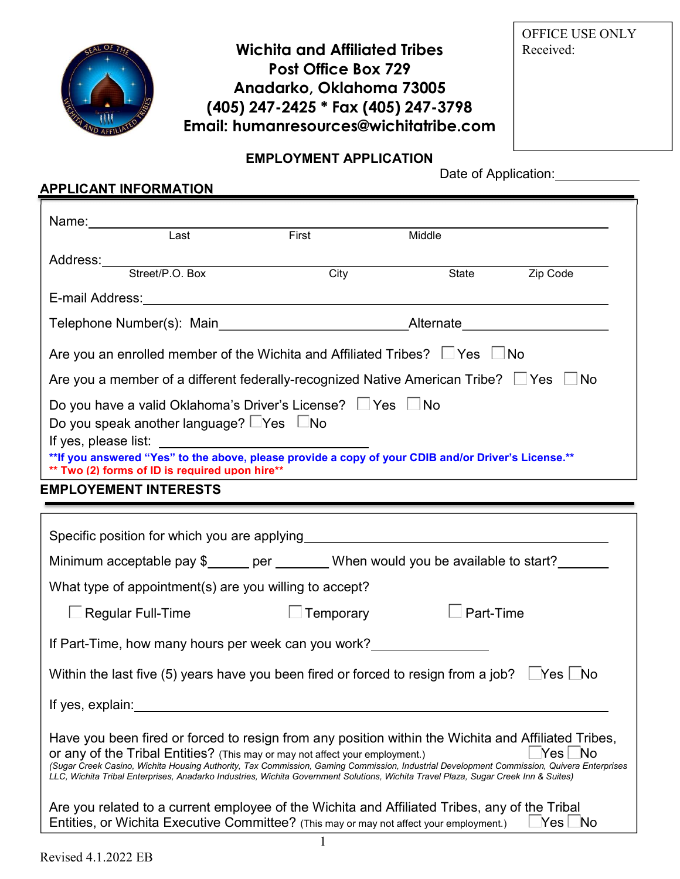# Wichita and Affiliated Tribes

**Post Office Box 729**
**Anadarko, Oklahoma 73005**
**(405) 247-2425 * Fax (405) 247-3798**
**Email: humanresources@wichitatribe.com**

OFFICE USE ONLY
Received:

## EMPLOYMENT APPLICATION

Date of Application: ____________

### APPLICANT INFORMATION

Name: ______________________________________________
Last First Middle

Address: ______________________________________________
Street/P.O. Box City State Zip Code

E-mail Address: ______________________________________________

Telephone Number(s): Main __________________________ Alternate ____________________

Are you an enrolled member of the Wichita and Affiliated Tribes? ☐ Yes ☐ No

Are you a member of a different federally-recognized Native American Tribe? ☐ Yes ☐ No

Do you have a valid Oklahoma's Driver's License? ☐ Yes ☐ No

Do you speak another language? ☐ Yes ☐ No

If yes, please list: ______________________

**\*\*If you answered "Yes" to the above, please provide a copy of your CDIB and/or Driver's License.\*\***

**\*\* Two (2) forms of ID is required upon hire\*\***

### EMPLOYEMENT INTERESTS

Specific position for which you are applying ______________________________________________

Minimum acceptable pay $______ per ________ When would you be available to start? _______

What type of appointment(s) are you willing to accept?

☐ Regular Full-Time ☐ Temporary ☐ Part-Time

If Part-Time, how many hours per week can you work? ________________

Within the last five (5) years have you been fired or forced to resign from a job? ☐ Yes ☐ No

If yes, explain: ______________________________________________

Have you been fired or forced to resign from any position within the Wichita and Affiliated Tribes, or any of the Tribal Entities? (This may or may not affect your employment.) ☐ Yes ☐ No

*(Sugar Creek Casino, Wichita Housing Authority, Tax Commission, Gaming Commission, Industrial Development Commission, Quivera Enterprises LLC, Wichita Tribal Enterprises, Anadarko Industries, Wichita Government Solutions, Wichita Travel Plaza, Sugar Creek Inn & Suites)*

Are you related to a current employee of the Wichita and Affiliated Tribes, any of the Tribal Entities, or Wichita Executive Committee? (This may or may not affect your employment.) ☐ Yes ☐ No

Revised 4.1.2022 EB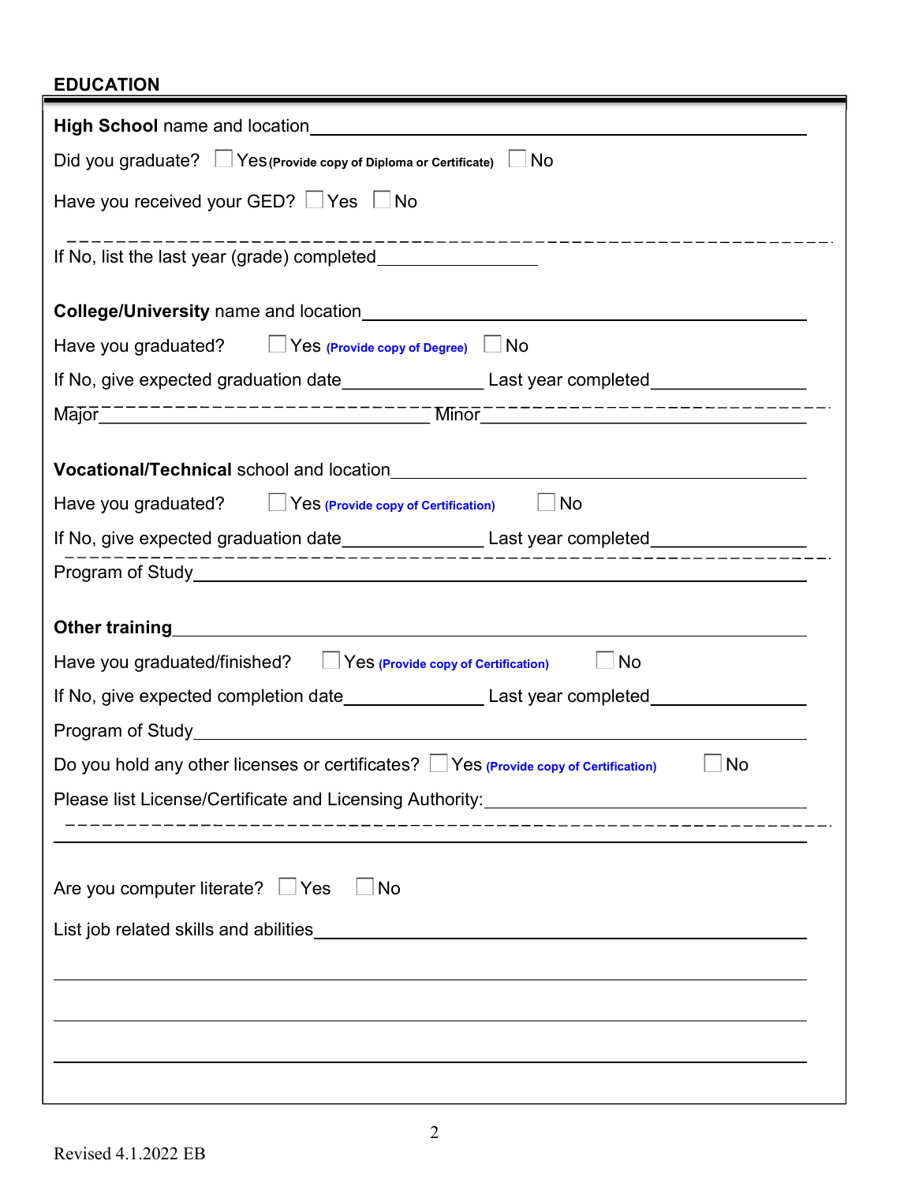## EDUCATION

**High School** name and location\_\_\_\_\_\_\_\_\_\_\_\_\_\_\_\_\_\_\_\_\_\_\_\_\_\_\_\_\_\_\_\_\_\_\_\_\_\_\_\_

Did you graduate? ☐ Yes **(Provide copy of Diploma or Certificate)** ☐ No

Have you received your GED? ☐ Yes ☐ No

If No, list the last year (grade) completed\_\_\_\_\_\_\_\_\_\_\_\_\_\_\_\_

**College/University** name and location\_\_\_\_\_\_\_\_\_\_\_\_\_\_\_\_\_\_\_\_\_\_\_\_\_\_\_\_\_\_\_\_\_\_\_\_\_\_\_\_

Have you graduated? ☐ Yes **(Provide copy of Degree)** ☐ No

If No, give expected graduation date\_\_\_\_\_\_\_\_\_\_\_\_\_\_ Last year completed\_\_\_\_\_\_\_\_\_\_\_\_\_\_\_\_

Major\_\_\_\_\_\_\_\_\_\_\_\_\_\_\_\_\_\_\_\_\_\_\_\_\_\_\_\_\_\_\_\_ Minor\_\_\_\_\_\_\_\_\_\_\_\_\_\_\_\_\_\_\_\_\_\_\_\_\_\_\_\_\_\_\_\_

**Vocational/Technical** school and location\_\_\_\_\_\_\_\_\_\_\_\_\_\_\_\_\_\_\_\_\_\_\_\_\_\_\_\_\_\_\_\_\_\_\_\_\_\_\_\_

Have you graduated? ☐ Yes **(Provide copy of Certification)** ☐ No

If No, give expected graduation date\_\_\_\_\_\_\_\_\_\_\_\_\_\_ Last year completed\_\_\_\_\_\_\_\_\_\_\_\_\_\_\_\_

Program of Study\_\_\_\_\_\_\_\_\_\_\_\_\_\_\_\_\_\_\_\_\_\_\_\_\_\_\_\_\_\_\_\_\_\_\_\_\_\_\_\_\_\_\_\_\_\_\_\_\_\_\_\_\_\_\_\_

**Other training**\_\_\_\_\_\_\_\_\_\_\_\_\_\_\_\_\_\_\_\_\_\_\_\_\_\_\_\_\_\_\_\_\_\_\_\_\_\_\_\_\_\_\_\_\_\_\_\_\_\_\_\_\_\_\_\_

Have you graduated/finished? ☐ Yes **(Provide copy of Certification)** ☐ No

If No, give expected completion date\_\_\_\_\_\_\_\_\_\_\_\_\_\_ Last year completed\_\_\_\_\_\_\_\_\_\_\_\_\_\_\_\_

Program of Study\_\_\_\_\_\_\_\_\_\_\_\_\_\_\_\_\_\_\_\_\_\_\_\_\_\_\_\_\_\_\_\_\_\_\_\_\_\_\_\_\_\_\_\_\_\_\_\_\_\_\_\_\_\_\_\_

Do you hold any other licenses or certificates? ☐ Yes **(Provide copy of Certification)** ☐ No

Please list License/Certificate and Licensing Authority:\_\_\_\_\_\_\_\_\_\_\_\_\_\_\_\_\_\_\_\_\_\_\_\_\_\_\_\_

\_\_\_\_\_\_\_\_\_\_\_\_\_\_\_\_\_\_\_\_\_\_\_\_\_\_\_\_\_\_\_\_\_\_\_\_\_\_\_\_\_\_\_\_\_\_\_\_\_\_\_\_\_\_\_\_\_\_\_\_\_\_\_\_\_\_\_\_\_\_

Are you computer literate? ☐ Yes ☐ No

List job related skills and abilities\_\_\_\_\_\_\_\_\_\_\_\_\_\_\_\_\_\_\_\_\_\_\_\_\_\_\_\_\_\_\_\_\_\_\_\_\_\_\_\_\_\_\_\_

\_\_\_\_\_\_\_\_\_\_\_\_\_\_\_\_\_\_\_\_\_\_\_\_\_\_\_\_\_\_\_\_\_\_\_\_\_\_\_\_\_\_\_\_\_\_\_\_\_\_\_\_\_\_\_\_\_\_\_\_\_\_\_\_\_\_\_\_\_\_

\_\_\_\_\_\_\_\_\_\_\_\_\_\_\_\_\_\_\_\_\_\_\_\_\_\_\_\_\_\_\_\_\_\_\_\_\_\_\_\_\_\_\_\_\_\_\_\_\_\_\_\_\_\_\_\_\_\_\_\_\_\_\_\_\_\_\_\_\_\_

\_\_\_\_\_\_\_\_\_\_\_\_\_\_\_\_\_\_\_\_\_\_\_\_\_\_\_\_\_\_\_\_\_\_\_\_\_\_\_\_\_\_\_\_\_\_\_\_\_\_\_\_\_\_\_\_\_\_\_\_\_\_\_\_\_\_\_\_\_\_

Revised 4.1.2022 EB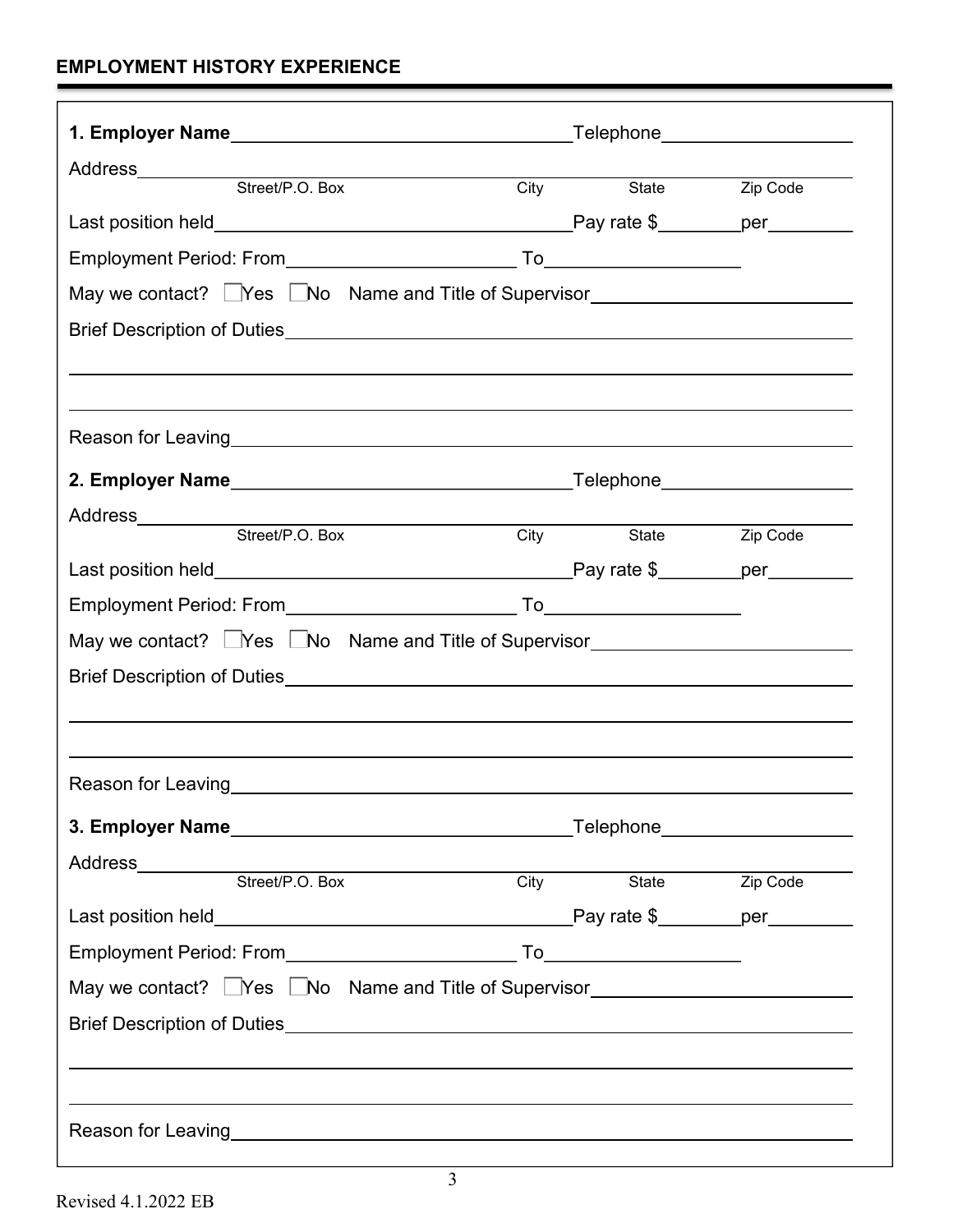## EMPLOYMENT HISTORY EXPERIENCE

**1. Employer Name**\_\_\_\_\_\_\_\_\_\_\_\_\_\_\_\_\_\_\_\_\_\_\_\_\_\_\_\_\_\_Telephone\_\_\_\_\_\_\_\_\_\_\_\_\_\_\_\_\_

Address\_\_\_\_\_\_\_\_\_\_\_\_\_\_\_\_\_\_\_\_\_\_\_\_\_\_\_\_\_\_\_\_\_\_\_\_\_\_\_\_\_\_\_\_\_\_\_\_\_\_\_\_\_\_\_\_\_\_\_\_\_\_
Street/P.O. Box City State Zip Code

Last position held\_\_\_\_\_\_\_\_\_\_\_\_\_\_\_\_\_\_\_\_\_\_\_\_\_\_\_\_\_\_\_\_Pay rate $\_\_\_\_\_\_\_\_per\_\_\_\_\_\_\_\_

Employment Period: From\_\_\_\_\_\_\_\_\_\_\_\_\_\_\_\_\_\_\_\_\_ To\_\_\_\_\_\_\_\_\_\_\_\_\_\_\_\_\_\_\_

May we contact? ☐Yes ☐No Name and Title of Supervisor\_\_\_\_\_\_\_\_\_\_\_\_\_\_\_\_\_\_\_\_\_\_\_\_

Brief Description of Duties\_\_\_\_\_\_\_\_\_\_\_\_\_\_\_\_\_\_\_\_\_\_\_\_\_\_\_\_\_\_\_\_\_\_\_\_\_\_\_\_\_\_\_\_\_\_\_\_\_\_

\_\_\_\_\_\_\_\_\_\_\_\_\_\_\_\_\_\_\_\_\_\_\_\_\_\_\_\_\_\_\_\_\_\_\_\_\_\_\_\_\_\_\_\_\_\_\_\_\_\_\_\_\_\_\_\_\_\_\_\_\_\_\_\_\_\_\_\_\_\_\_\_

\_\_\_\_\_\_\_\_\_\_\_\_\_\_\_\_\_\_\_\_\_\_\_\_\_\_\_\_\_\_\_\_\_\_\_\_\_\_\_\_\_\_\_\_\_\_\_\_\_\_\_\_\_\_\_\_\_\_\_\_\_\_\_\_\_\_\_\_\_\_\_\_

Reason for Leaving\_\_\_\_\_\_\_\_\_\_\_\_\_\_\_\_\_\_\_\_\_\_\_\_\_\_\_\_\_\_\_\_\_\_\_\_\_\_\_\_\_\_\_\_\_\_\_\_\_\_\_\_\_\_\_

**2. Employer Name**\_\_\_\_\_\_\_\_\_\_\_\_\_\_\_\_\_\_\_\_\_\_\_\_\_\_\_\_\_\_Telephone\_\_\_\_\_\_\_\_\_\_\_\_\_\_\_\_\_

Address\_\_\_\_\_\_\_\_\_\_\_\_\_\_\_\_\_\_\_\_\_\_\_\_\_\_\_\_\_\_\_\_\_\_\_\_\_\_\_\_\_\_\_\_\_\_\_\_\_\_\_\_\_\_\_\_\_\_\_\_\_\_
Street/P.O. Box City State Zip Code

Last position held\_\_\_\_\_\_\_\_\_\_\_\_\_\_\_\_\_\_\_\_\_\_\_\_\_\_\_\_\_\_\_\_Pay rate $\_\_\_\_\_\_\_\_per\_\_\_\_\_\_\_\_

Employment Period: From\_\_\_\_\_\_\_\_\_\_\_\_\_\_\_\_\_\_\_\_\_ To\_\_\_\_\_\_\_\_\_\_\_\_\_\_\_\_\_\_\_

May we contact? ☐Yes ☐No Name and Title of Supervisor\_\_\_\_\_\_\_\_\_\_\_\_\_\_\_\_\_\_\_\_\_\_\_\_

Brief Description of Duties\_\_\_\_\_\_\_\_\_\_\_\_\_\_\_\_\_\_\_\_\_\_\_\_\_\_\_\_\_\_\_\_\_\_\_\_\_\_\_\_\_\_\_\_\_\_\_\_\_\_

\_\_\_\_\_\_\_\_\_\_\_\_\_\_\_\_\_\_\_\_\_\_\_\_\_\_\_\_\_\_\_\_\_\_\_\_\_\_\_\_\_\_\_\_\_\_\_\_\_\_\_\_\_\_\_\_\_\_\_\_\_\_\_\_\_\_\_\_\_\_\_\_

\_\_\_\_\_\_\_\_\_\_\_\_\_\_\_\_\_\_\_\_\_\_\_\_\_\_\_\_\_\_\_\_\_\_\_\_\_\_\_\_\_\_\_\_\_\_\_\_\_\_\_\_\_\_\_\_\_\_\_\_\_\_\_\_\_\_\_\_\_\_\_\_

Reason for Leaving\_\_\_\_\_\_\_\_\_\_\_\_\_\_\_\_\_\_\_\_\_\_\_\_\_\_\_\_\_\_\_\_\_\_\_\_\_\_\_\_\_\_\_\_\_\_\_\_\_\_\_\_\_\_\_

**3. Employer Name**\_\_\_\_\_\_\_\_\_\_\_\_\_\_\_\_\_\_\_\_\_\_\_\_\_\_\_\_\_\_Telephone\_\_\_\_\_\_\_\_\_\_\_\_\_\_\_\_\_

Address\_\_\_\_\_\_\_\_\_\_\_\_\_\_\_\_\_\_\_\_\_\_\_\_\_\_\_\_\_\_\_\_\_\_\_\_\_\_\_\_\_\_\_\_\_\_\_\_\_\_\_\_\_\_\_\_\_\_\_\_\_\_
Street/P.O. Box City State Zip Code

Last position held\_\_\_\_\_\_\_\_\_\_\_\_\_\_\_\_\_\_\_\_\_\_\_\_\_\_\_\_\_\_\_\_Pay rate $\_\_\_\_\_\_\_\_per\_\_\_\_\_\_\_\_

Employment Period: From\_\_\_\_\_\_\_\_\_\_\_\_\_\_\_\_\_\_\_\_\_ To\_\_\_\_\_\_\_\_\_\_\_\_\_\_\_\_\_\_\_

May we contact? ☐Yes ☐No Name and Title of Supervisor\_\_\_\_\_\_\_\_\_\_\_\_\_\_\_\_\_\_\_\_\_\_\_\_

Brief Description of Duties\_\_\_\_\_\_\_\_\_\_\_\_\_\_\_\_\_\_\_\_\_\_\_\_\_\_\_\_\_\_\_\_\_\_\_\_\_\_\_\_\_\_\_\_\_\_\_\_\_\_

\_\_\_\_\_\_\_\_\_\_\_\_\_\_\_\_\_\_\_\_\_\_\_\_\_\_\_\_\_\_\_\_\_\_\_\_\_\_\_\_\_\_\_\_\_\_\_\_\_\_\_\_\_\_\_\_\_\_\_\_\_\_\_\_\_\_\_\_\_\_\_\_

\_\_\_\_\_\_\_\_\_\_\_\_\_\_\_\_\_\_\_\_\_\_\_\_\_\_\_\_\_\_\_\_\_\_\_\_\_\_\_\_\_\_\_\_\_\_\_\_\_\_\_\_\_\_\_\_\_\_\_\_\_\_\_\_\_\_\_\_\_\_\_\_

Reason for Leaving\_\_\_\_\_\_\_\_\_\_\_\_\_\_\_\_\_\_\_\_\_\_\_\_\_\_\_\_\_\_\_\_\_\_\_\_\_\_\_\_\_\_\_\_\_\_\_\_\_\_\_\_\_\_\_

Revised 4.1.2022 EB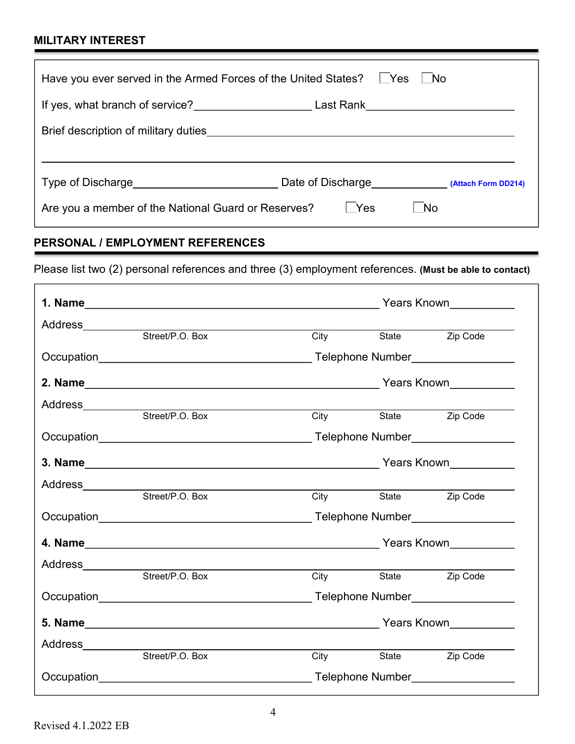## MILITARY INTEREST

Have you ever served in the Armed Forces of the United States? ☐ Yes ☐ No

If yes, what branch of service? ____________________ Last Rank ________________________

Brief description of military duties ______________________________________________

____________________________________________________________________________

Type of Discharge ________________________ Date of Discharge _____________ **(Attach Form DD214)**

Are you a member of the National Guard or Reserves? ☐ Yes ☐ No

## PERSONAL / EMPLOYMENT REFERENCES

Please list two (2) personal references and three (3) employment references. **(Must be able to contact)**

**1. Name** ______________________________________________ Years Known ___________

Address _________________________________________________________________
Street/P.O. Box City State Zip Code

Occupation ___________________________________ Telephone Number _________________

**2. Name** ______________________________________________ Years Known ___________

Address _________________________________________________________________
Street/P.O. Box City State Zip Code

Occupation ___________________________________ Telephone Number _________________

**3. Name** ______________________________________________ Years Known ___________

Address _________________________________________________________________
Street/P.O. Box City State Zip Code

Occupation ___________________________________ Telephone Number _________________

**4. Name** ______________________________________________ Years Known ___________

Address _________________________________________________________________
Street/P.O. Box City State Zip Code

Occupation ___________________________________ Telephone Number _________________

**5. Name** ______________________________________________ Years Known ___________

Address _________________________________________________________________
Street/P.O. Box City State Zip Code

Occupation ___________________________________ Telephone Number _________________

Revised 4.1.2022 EB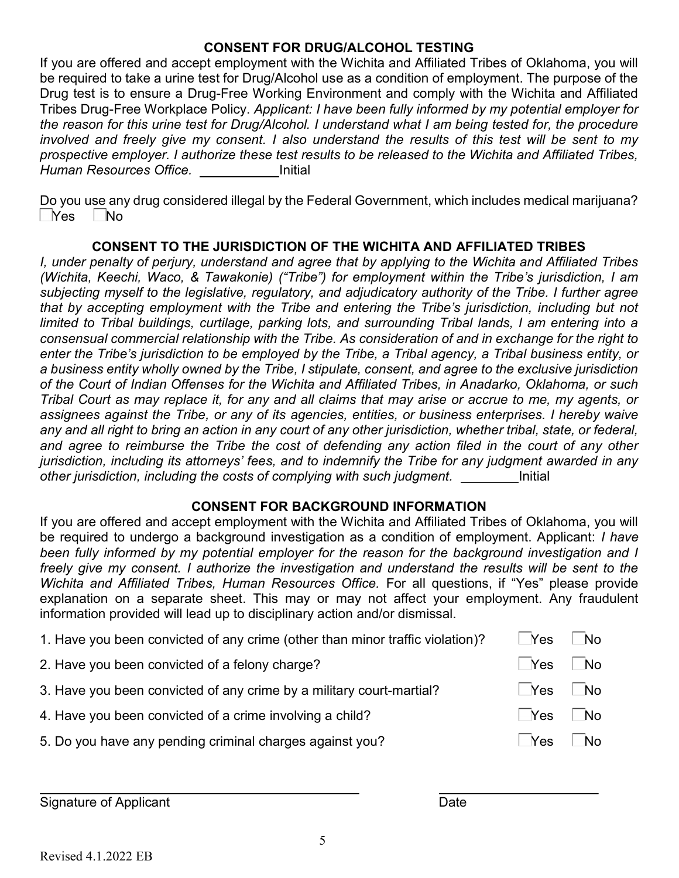## CONSENT FOR DRUG/ALCOHOL TESTING

If you are offered and accept employment with the Wichita and Affiliated Tribes of Oklahoma, you will be required to take a urine test for Drug/Alcohol use as a condition of employment. The purpose of the Drug test is to ensure a Drug-Free Working Environment and comply with the Wichita and Affiliated Tribes Drug-Free Workplace Policy. *Applicant: I have been fully informed by my potential employer for the reason for this urine test for Drug/Alcohol. I understand what I am being tested for, the procedure involved and freely give my consent. I also understand the results of this test will be sent to my prospective employer. I authorize these test results to be released to the Wichita and Affiliated Tribes, Human Resources Office.* ___________ Initial

Do you use any drug considered illegal by the Federal Government, which includes medical marijuana?
☐ Yes ☐ No

## CONSENT TO THE JURISDICTION OF THE WICHITA AND AFFILIATED TRIBES

*I, under penalty of perjury, understand and agree that by applying to the Wichita and Affiliated Tribes (Wichita, Keechi, Waco, & Tawakonie) ("Tribe") for employment within the Tribe's jurisdiction, I am subjecting myself to the legislative, regulatory, and adjudicatory authority of the Tribe. I further agree that by accepting employment with the Tribe and entering the Tribe's jurisdiction, including but not limited to Tribal buildings, curtilage, parking lots, and surrounding Tribal lands, I am entering into a consensual commercial relationship with the Tribe. As consideration of and in exchange for the right to enter the Tribe's jurisdiction to be employed by the Tribe, a Tribal agency, a Tribal business entity, or a business entity wholly owned by the Tribe, I stipulate, consent, and agree to the exclusive jurisdiction of the Court of Indian Offenses for the Wichita and Affiliated Tribes, in Anadarko, Oklahoma, or such Tribal Court as may replace it, for any and all claims that may arise or accrue to me, my agents, or assignees against the Tribe, or any of its agencies, entities, or business enterprises. I hereby waive any and all right to bring an action in any court of any other jurisdiction, whether tribal, state, or federal, and agree to reimburse the Tribe the cost of defending any action filed in the court of any other jurisdiction, including its attorneys' fees, and to indemnify the Tribe for any judgment awarded in any other jurisdiction, including the costs of complying with such judgment.* ________ Initial

## CONSENT FOR BACKGROUND INFORMATION

If you are offered and accept employment with the Wichita and Affiliated Tribes of Oklahoma, you will be required to undergo a background investigation as a condition of employment. Applicant: *I have been fully informed by my potential employer for the reason for the background investigation and I freely give my consent. I authorize the investigation and understand the results will be sent to the Wichita and Affiliated Tribes, Human Resources Office.* For all questions, if "Yes" please provide explanation on a separate sheet. This may or may not affect your employment. Any fraudulent information provided will lead up to disciplinary action and/or dismissal.

1. Have you been convicted of any crime (other than minor traffic violation)? ☐ Yes ☐ No
2. Have you been convicted of a felony charge? ☐ Yes ☐ No
3. Have you been convicted of any crime by a military court-martial? ☐ Yes ☐ No
4. Have you been convicted of a crime involving a child? ☐ Yes ☐ No
5. Do you have any pending criminal charges against you? ☐ Yes ☐ No

______________________________________ ______________________

Signature of Applicant Date

Revised 4.1.2022 EB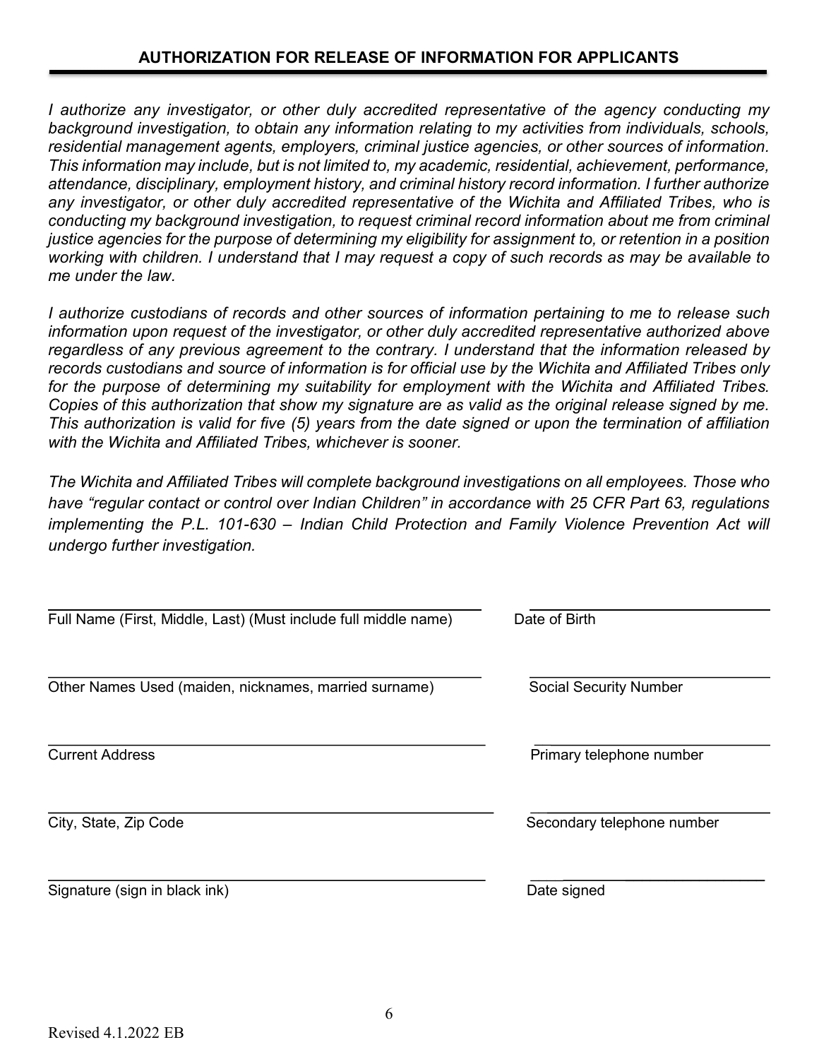## AUTHORIZATION FOR RELEASE OF INFORMATION FOR APPLICANTS

*I authorize any investigator, or other duly accredited representative of the agency conducting my background investigation, to obtain any information relating to my activities from individuals, schools, residential management agents, employers, criminal justice agencies, or other sources of information. This information may include, but is not limited to, my academic, residential, achievement, performance, attendance, disciplinary, employment history, and criminal history record information. I further authorize any investigator, or other duly accredited representative of the Wichita and Affiliated Tribes, who is conducting my background investigation, to request criminal record information about me from criminal justice agencies for the purpose of determining my eligibility for assignment to, or retention in a position working with children. I understand that I may request a copy of such records as may be available to me under the law.*

*I authorize custodians of records and other sources of information pertaining to me to release such information upon request of the investigator, or other duly accredited representative authorized above regardless of any previous agreement to the contrary. I understand that the information released by records custodians and source of information is for official use by the Wichita and Affiliated Tribes only for the purpose of determining my suitability for employment with the Wichita and Affiliated Tribes. Copies of this authorization that show my signature are as valid as the original release signed by me. This authorization is valid for five (5) years from the date signed or upon the termination of affiliation with the Wichita and Affiliated Tribes, whichever is sooner.*

*The Wichita and Affiliated Tribes will complete background investigations on all employees. Those who have "regular contact or control over Indian Children" in accordance with 25 CFR Part 63, regulations implementing the P.L. 101-630 – Indian Child Protection and Family Violence Prevention Act will undergo further investigation.*

| | |
|---|---|
| ______________________________ | ______________________ |
| Full Name (First, Middle, Last) (Must include full middle name) | Date of Birth |
| ______________________________ | ______________________ |
| Other Names Used (maiden, nicknames, married surname) | Social Security Number |
| ______________________________ | ______________________ |
| Current Address | Primary telephone number |
| ______________________________ | ______________________ |
| City, State, Zip Code | Secondary telephone number |
| ______________________________ | ______________________ |
| Signature (sign in black ink) | Date signed |

Revised 4.1.2022 EB